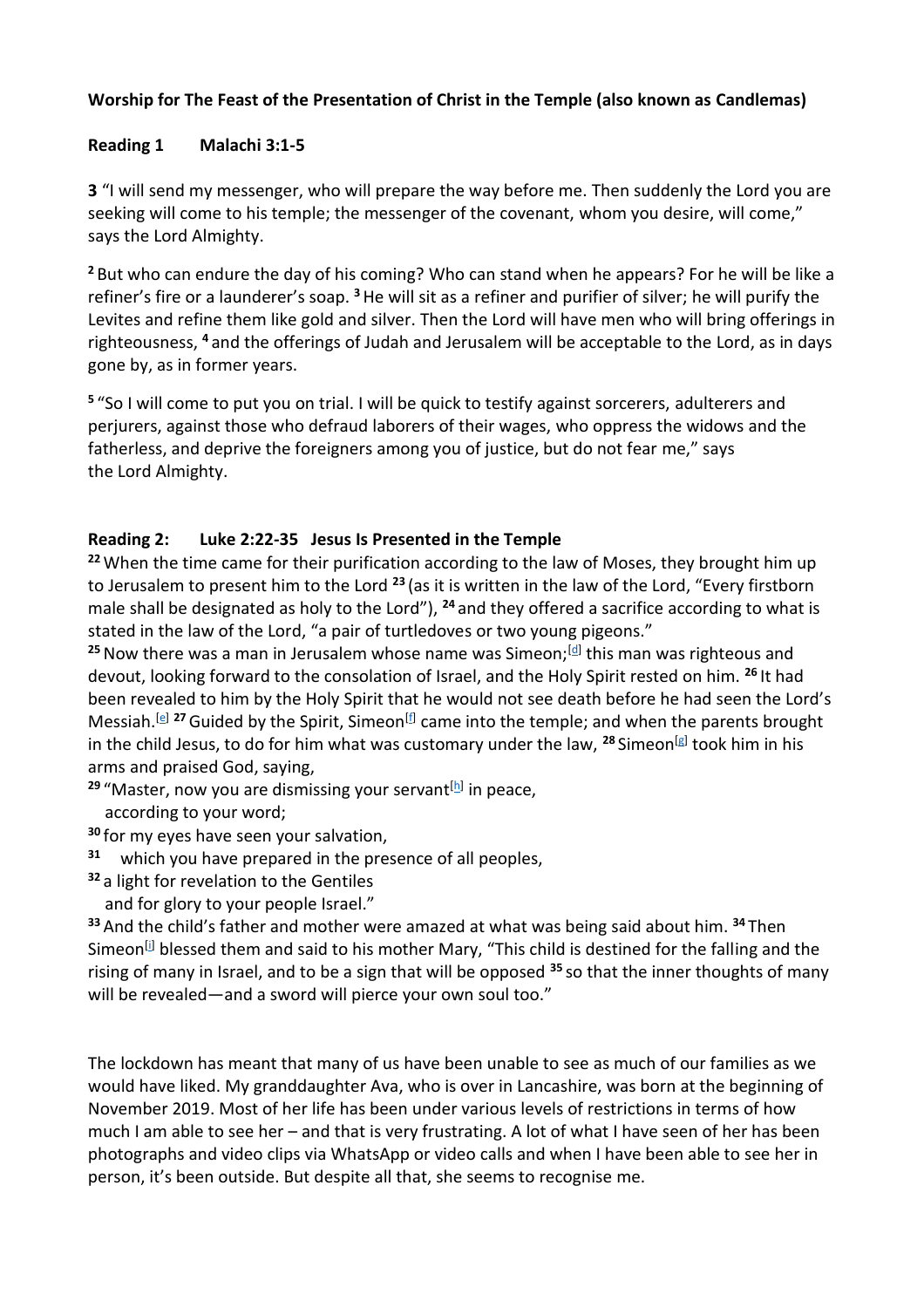**Worship for The Feast of the Presentation of Christ in the Temple (also known as Candlemas)**

**Reading 1 Malachi 3:1-5**

**3** "I will send my messenger, who will prepare the way before me. Then suddenly the Lord you are seeking will come to his temple; the messenger of the covenant, whom you desire, will come," says the Lord Almighty.

**2** But who can endure the day of his coming? Who can stand when he appears? For he will be like a refiner's fire or a launderer's soap. **3** He will sit as a refiner and purifier of silver; he will purify the Levites and refine them like gold and silver. Then the Lord will have men who will bring offerings in righteousness, **4** and the offerings of Judah and Jerusalem will be acceptable to the Lord, as in days gone by, as in former years.

**5** "So I will come to put you on trial. I will be quick to testify against sorcerers, adulterers and perjurers, against those who defraud laborers of their wages, who oppress the widows and the fatherless, and deprive the foreigners among you of justice, but do not fear me," says the Lord Almighty.

**Reading 2: Luke 2:22-35 Jesus Is Presented in the Temple**

**22** When the time came for their purification according to the law of Moses, they brought him up to Jerusalem to present him to the Lord **23** (as it is written in the law of the Lord, "Every firstborn male shall be designated as holy to the Lord"), **24** and they offered a sacrifice according to what is stated in the law of the Lord, "a pair of turtledoves or two young pigeons."

**25** Now there was a man in Jerusalem whose name was Simeon;[d] this man was righteous and devout, looking forward to the consolation of Israel, and the Holy Spirit rested on him. **26** It had been revealed to him by the Holy Spirit that he would not see death before he had seen the Lord's Messiah.[e] **27** Guided by the Spirit, Simeon[f] came into the temple; and when the parents brought in the child Jesus, to do for him what was customary under the law, **28** Simeon[g] took him in his arms and praised God, saying,

**29** "Master, now you are dismissing your servant[h] in peace,
according to your word;
**30** for my eyes have seen your salvation,
**31** which you have prepared in the presence of all peoples,
**32** a light for revelation to the Gentiles
and for glory to your people Israel."

**33** And the child's father and mother were amazed at what was being said about him. **34** Then Simeon[i] blessed them and said to his mother Mary, "This child is destined for the falling and the rising of many in Israel, and to be a sign that will be opposed **35** so that the inner thoughts of many will be revealed—and a sword will pierce your own soul too."

The lockdown has meant that many of us have been unable to see as much of our families as we would have liked. My granddaughter Ava, who is over in Lancashire, was born at the beginning of November 2019. Most of her life has been under various levels of restrictions in terms of how much I am able to see her – and that is very frustrating. A lot of what I have seen of her has been photographs and video clips via WhatsApp or video calls and when I have been able to see her in person, it's been outside. But despite all that, she seems to recognise me.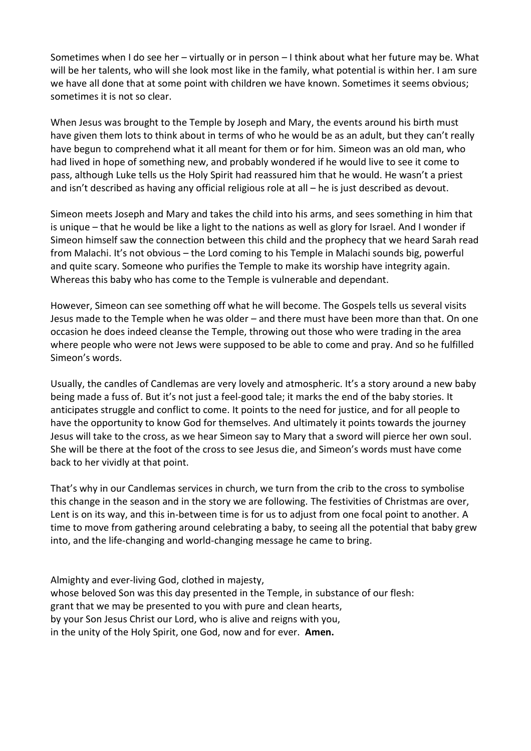Sometimes when I do see her – virtually or in person – I think about what her future may be. What will be her talents, who will she look most like in the family, what potential is within her. I am sure we have all done that at some point with children we have known. Sometimes it seems obvious; sometimes it is not so clear.

When Jesus was brought to the Temple by Joseph and Mary, the events around his birth must have given them lots to think about in terms of who he would be as an adult, but they can't really have begun to comprehend what it all meant for them or for him. Simeon was an old man, who had lived in hope of something new, and probably wondered if he would live to see it come to pass, although Luke tells us the Holy Spirit had reassured him that he would. He wasn't a priest and isn't described as having any official religious role at all – he is just described as devout.

Simeon meets Joseph and Mary and takes the child into his arms, and sees something in him that is unique – that he would be like a light to the nations as well as glory for Israel. And I wonder if Simeon himself saw the connection between this child and the prophecy that we heard Sarah read from Malachi. It's not obvious – the Lord coming to his Temple in Malachi sounds big, powerful and quite scary. Someone who purifies the Temple to make its worship have integrity again. Whereas this baby who has come to the Temple is vulnerable and dependant.

However, Simeon can see something off what he will become. The Gospels tells us several visits Jesus made to the Temple when he was older – and there must have been more than that. On one occasion he does indeed cleanse the Temple, throwing out those who were trading in the area where people who were not Jews were supposed to be able to come and pray. And so he fulfilled Simeon's words.

Usually, the candles of Candlemas are very lovely and atmospheric. It's a story around a new baby being made a fuss of. But it's not just a feel-good tale; it marks the end of the baby stories. It anticipates struggle and conflict to come. It points to the need for justice, and for all people to have the opportunity to know God for themselves. And ultimately it points towards the journey Jesus will take to the cross, as we hear Simeon say to Mary that a sword will pierce her own soul. She will be there at the foot of the cross to see Jesus die, and Simeon's words must have come back to her vividly at that point.

That's why in our Candlemas services in church, we turn from the crib to the cross to symbolise this change in the season and in the story we are following. The festivities of Christmas are over, Lent is on its way, and this in-between time is for us to adjust from one focal point to another. A time to move from gathering around celebrating a baby, to seeing all the potential that baby grew into, and the life-changing and world-changing message he came to bring.

Almighty and ever-living God, clothed in majesty,  
whose beloved Son was this day presented in the Temple, in substance of our flesh:  
grant that we may be presented to you with pure and clean hearts,  
by your Son Jesus Christ our Lord, who is alive and reigns with you,  
in the unity of the Holy Spirit, one God, now and for ever. **Amen.**